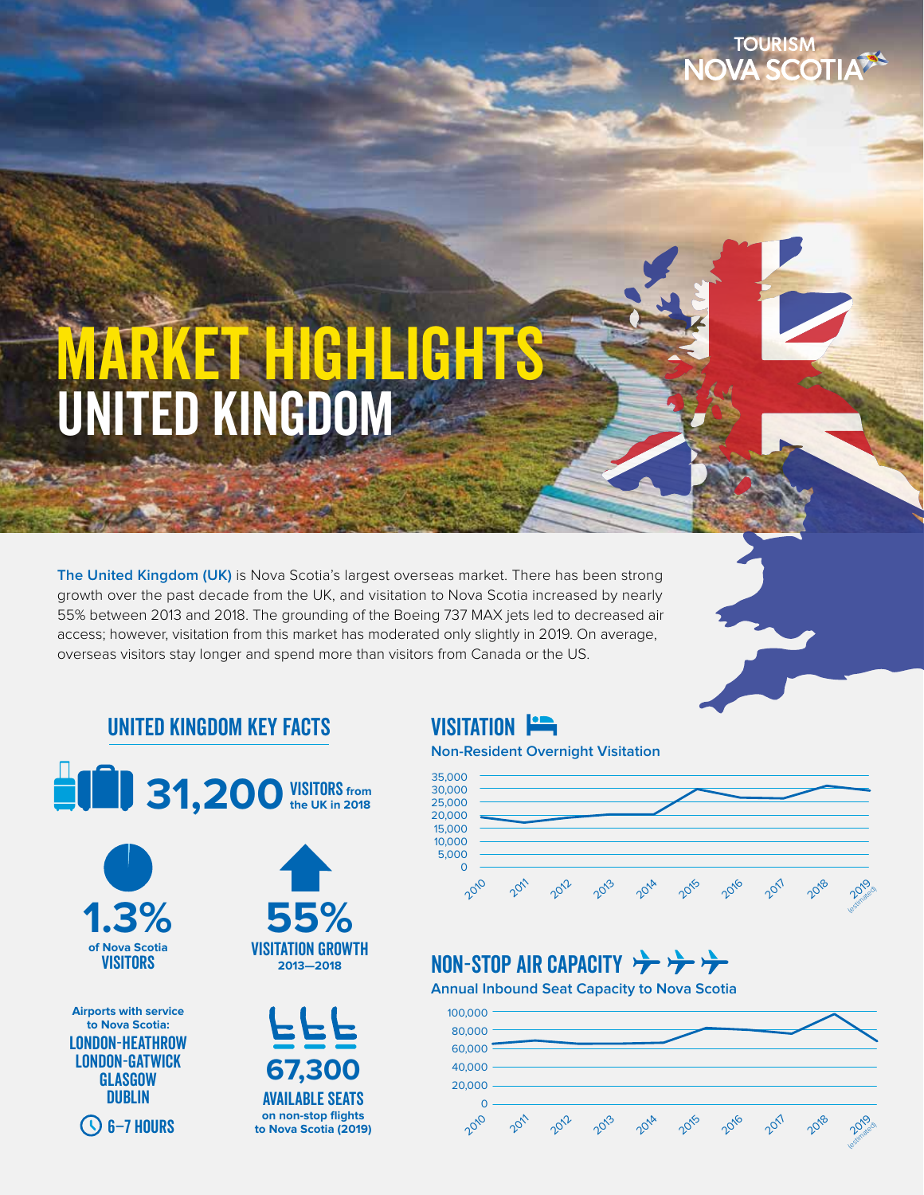TOURISM NOVA SCOTIA

# MARKET HIGHLIGHTS
# UNITED KINGDOM

**The United Kingdom (UK)** is Nova Scotia's largest overseas market. There has been strong growth over the past decade from the UK, and visitation to Nova Scotia increased by nearly 55% between 2013 and 2018. The grounding of the Boeing 737 MAX jets led to decreased air access; however, visitation from this market has moderated only slightly in 2019. On average, overseas visitors stay longer and spend more than visitors from Canada or the US.

## UNITED KINGDOM KEY FACTS

**31,200** VISITORS from the UK in 2018

**1.3%** of Nova Scotia VISITORS

**55%** VISITATION GROWTH 2013—2018

Airports with service to Nova Scotia:
- LONDON-HEATHROW
- LONDON-GATWICK
- GLASGOW
- DUBLIN

6–7 HOURS

**67,300** AVAILABLE SEATS on non-stop flights to Nova Scotia (2019)

## VISITATION

**Non-Resident Overnight Visitation**

Y-axis: 0 to 35,000 (in 5,000 increments); X-axis: 2010–2019 (estimated)

## NON-STOP AIR CAPACITY

**Annual Inbound Seat Capacity to Nova Scotia**

Y-axis: 0 to 100,000 (in 20,000 increments); X-axis: 2010–2019 (estimated)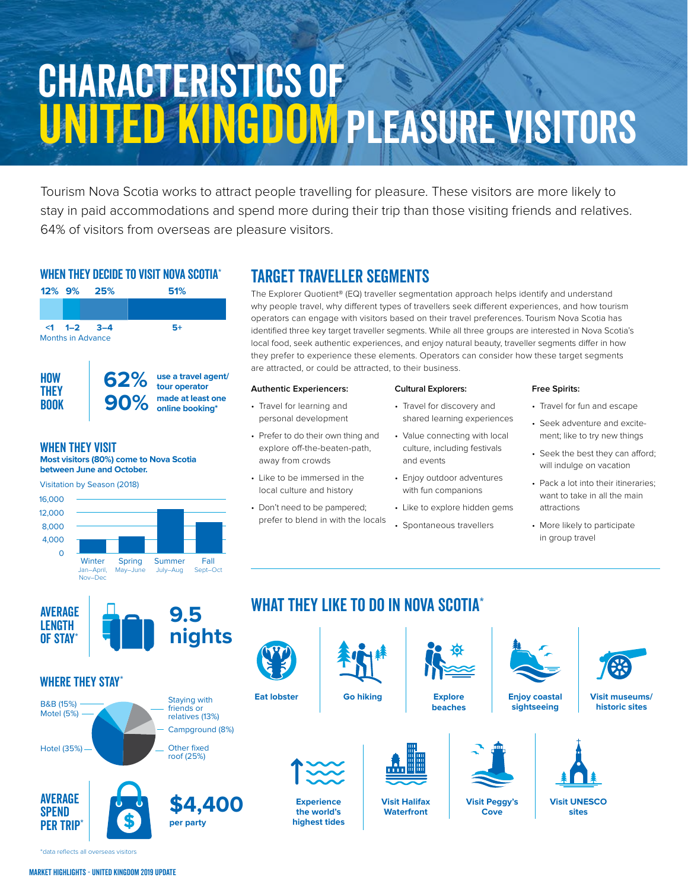# CHARACTERISTICS OF UNITED KINGDOM PLEASURE VISITORS

Tourism Nova Scotia works to attract people travelling for pleasure. These visitors are more likely to stay in paid accommodations and spend more during their trip than those visiting friends and relatives. 64% of visitors from overseas are pleasure visitors.

## WHEN THEY DECIDE TO VISIT NOVA SCOTIA*

| <1 | 1–2 | 3–4 | 5+ |
|---|---|---|---|
| 12% | 9% | 25% | 51% |

Months in Advance

## HOW THEY BOOK

**62%** use a travel agent/ tour operator

**90%** made at least one online booking*

## WHEN THEY VISIT

**Most visitors (80%) come to Nova Scotia between June and October.**

Visitation by Season (2018)

Winter (Jan–April, Nov–Dec), Spring (May–June), Summer (July–Aug), Fall (Sept–Oct)

## AVERAGE LENGTH OF STAY*

**9.5 nights**

## WHERE THEY STAY*

- B&B (15%)
- Motel (5%)
- Hotel (35%)
- Staying with friends or relatives (13%)
- Campground (8%)
- Other fixed roof (25%)

## AVERAGE SPEND PER TRIP*

**$4,400** per party

*data reflects all overseas visitors

## TARGET TRAVELLER SEGMENTS

The Explorer Quotient® (EQ) traveller segmentation approach helps identify and understand why people travel, why different types of travellers seek different experiences, and how tourism operators can engage with visitors based on their travel preferences. Tourism Nova Scotia has identified three key target traveller segments. While all three groups are interested in Nova Scotia's local food, seek authentic experiences, and enjoy natural beauty, traveller segments differ in how they prefer to experience these elements. Operators can consider how these target segments are attracted, or could be attracted, to their business.

**Authentic Experiencers:**

- Travel for learning and personal development
- Prefer to do their own thing and explore off-the-beaten-path, away from crowds
- Like to be immersed in the local culture and history
- Don't need to be pampered; prefer to blend in with the locals

**Cultural Explorers:**

- Travel for discovery and shared learning experiences
- Value connecting with local culture, including festivals and events
- Enjoy outdoor adventures with fun companions
- Like to explore hidden gems
- Spontaneous travellers

**Free Spirits:**

- Travel for fun and escape
- Seek adventure and excitement; like to try new things
- Seek the best they can afford; will indulge on vacation
- Pack a lot into their itineraries; want to take in all the main attractions
- More likely to participate in group travel

## WHAT THEY LIKE TO DO IN NOVA SCOTIA*

- Eat lobster
- Go hiking
- Explore beaches
- Enjoy coastal sightseeing
- Visit museums/ historic sites
- Experience the world's highest tides
- Visit Halifax Waterfront
- Visit Peggy's Cove
- Visit UNESCO sites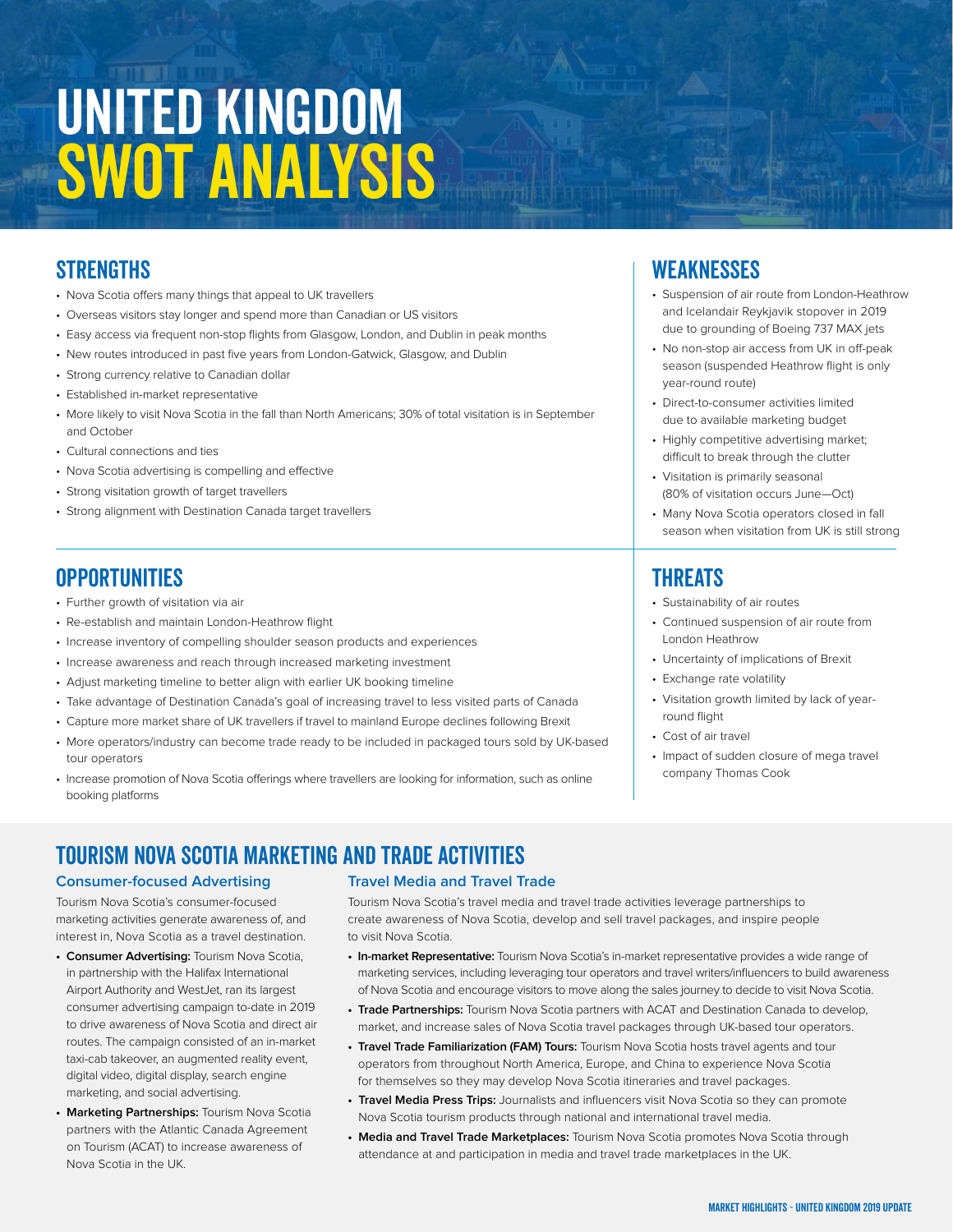# UNITED KINGDOM SWOT ANALYSIS

## STRENGTHS

- Nova Scotia offers many things that appeal to UK travellers
- Overseas visitors stay longer and spend more than Canadian or US visitors
- Easy access via frequent non-stop flights from Glasgow, London, and Dublin in peak months
- New routes introduced in past five years from London-Gatwick, Glasgow, and Dublin
- Strong currency relative to Canadian dollar
- Established in-market representative
- More likely to visit Nova Scotia in the fall than North Americans; 30% of total visitation is in September and October
- Cultural connections and ties
- Nova Scotia advertising is compelling and effective
- Strong visitation growth of target travellers
- Strong alignment with Destination Canada target travellers

## WEAKNESSES

- Suspension of air route from London-Heathrow and Icelandair Reykjavik stopover in 2019 due to grounding of Boeing 737 MAX jets
- No non-stop air access from UK in off-peak season (suspended Heathrow flight is only year-round route)
- Direct-to-consumer activities limited due to available marketing budget
- Highly competitive advertising market; difficult to break through the clutter
- Visitation is primarily seasonal (80% of visitation occurs June—Oct)
- Many Nova Scotia operators closed in fall season when visitation from UK is still strong

## OPPORTUNITIES

- Further growth of visitation via air
- Re-establish and maintain London-Heathrow flight
- Increase inventory of compelling shoulder season products and experiences
- Increase awareness and reach through increased marketing investment
- Adjust marketing timeline to better align with earlier UK booking timeline
- Take advantage of Destination Canada's goal of increasing travel to less visited parts of Canada
- Capture more market share of UK travellers if travel to mainland Europe declines following Brexit
- More operators/industry can become trade ready to be included in packaged tours sold by UK-based tour operators
- Increase promotion of Nova Scotia offerings where travellers are looking for information, such as online booking platforms

## THREATS

- Sustainability of air routes
- Continued suspension of air route from London Heathrow
- Uncertainty of implications of Brexit
- Exchange rate volatility
- Visitation growth limited by lack of year-round flight
- Cost of air travel
- Impact of sudden closure of mega travel company Thomas Cook

## TOURISM NOVA SCOTIA MARKETING AND TRADE ACTIVITIES

### Consumer-focused Advertising

Tourism Nova Scotia's consumer-focused marketing activities generate awareness of, and interest in, Nova Scotia as a travel destination.

- **Consumer Advertising:** Tourism Nova Scotia, in partnership with the Halifax International Airport Authority and WestJet, ran its largest consumer advertising campaign to-date in 2019 to drive awareness of Nova Scotia and direct air routes. The campaign consisted of an in-market taxi-cab takeover, an augmented reality event, digital video, digital display, search engine marketing, and social advertising.
- **Marketing Partnerships:** Tourism Nova Scotia partners with the Atlantic Canada Agreement on Tourism (ACAT) to increase awareness of Nova Scotia in the UK.

### Travel Media and Travel Trade

Tourism Nova Scotia's travel media and travel trade activities leverage partnerships to create awareness of Nova Scotia, develop and sell travel packages, and inspire people to visit Nova Scotia.

- **In-market Representative:** Tourism Nova Scotia's in-market representative provides a wide range of marketing services, including leveraging tour operators and travel writers/influencers to build awareness of Nova Scotia and encourage visitors to move along the sales journey to decide to visit Nova Scotia.
- **Trade Partnerships:** Tourism Nova Scotia partners with ACAT and Destination Canada to develop, market, and increase sales of Nova Scotia travel packages through UK-based tour operators.
- **Travel Trade Familiarization (FAM) Tours:** Tourism Nova Scotia hosts travel agents and tour operators from throughout North America, Europe, and China to experience Nova Scotia for themselves so they may develop Nova Scotia itineraries and travel packages.
- **Travel Media Press Trips:** Journalists and influencers visit Nova Scotia so they can promote Nova Scotia tourism products through national and international travel media.
- **Media and Travel Trade Marketplaces:** Tourism Nova Scotia promotes Nova Scotia through attendance at and participation in media and travel trade marketplaces in the UK.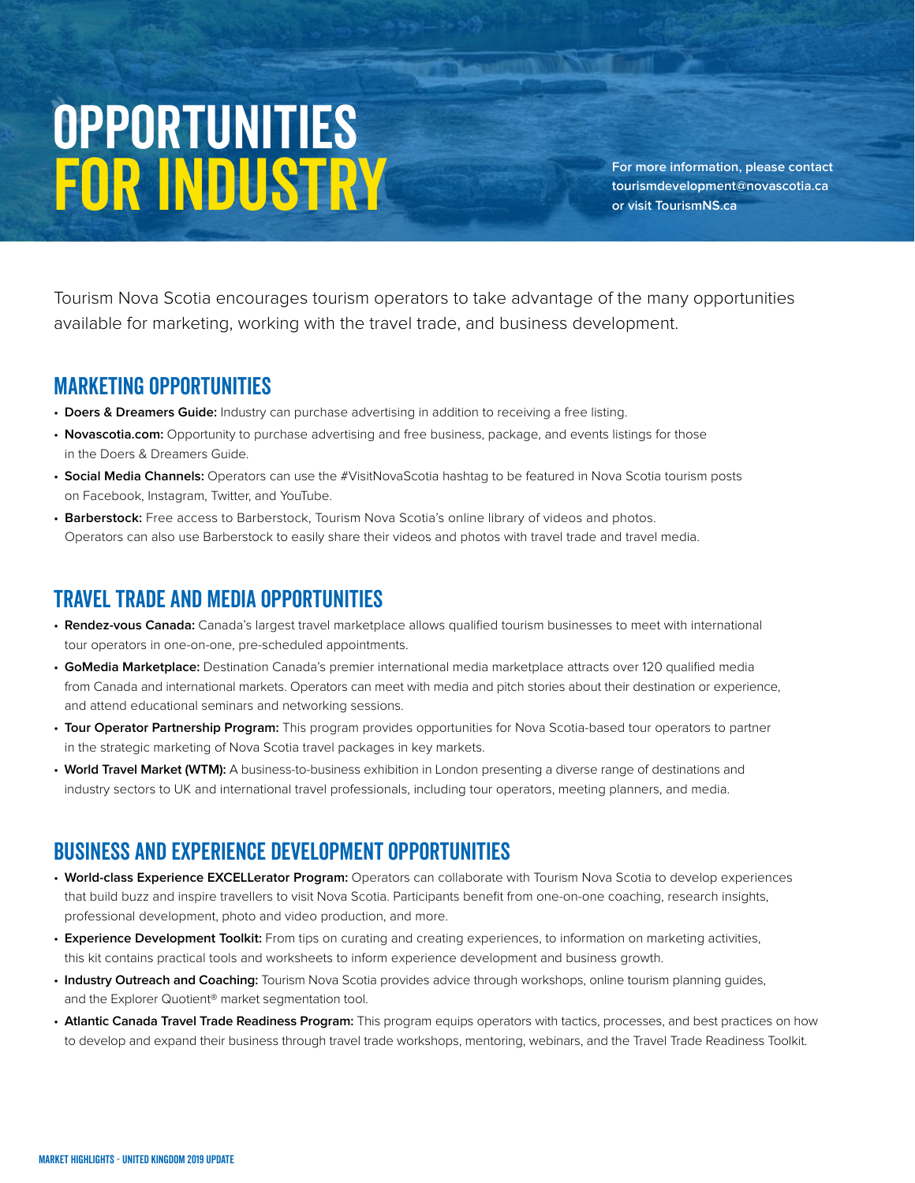# OPPORTUNITIES FOR INDUSTRY

**For more information, please contact tourismdevelopment@novascotia.ca or visit TourismNS.ca**

Tourism Nova Scotia encourages tourism operators to take advantage of the many opportunities available for marketing, working with the travel trade, and business development.

## MARKETING OPPORTUNITIES

- **Doers & Dreamers Guide:** Industry can purchase advertising in addition to receiving a free listing.
- **Novascotia.com:** Opportunity to purchase advertising and free business, package, and events listings for those in the Doers & Dreamers Guide.
- **Social Media Channels:** Operators can use the #VisitNovaScotia hashtag to be featured in Nova Scotia tourism posts on Facebook, Instagram, Twitter, and YouTube.
- **Barberstock:** Free access to Barberstock, Tourism Nova Scotia's online library of videos and photos. Operators can also use Barberstock to easily share their videos and photos with travel trade and travel media.

## TRAVEL TRADE AND MEDIA OPPORTUNITIES

- **Rendez-vous Canada:** Canada's largest travel marketplace allows qualified tourism businesses to meet with international tour operators in one-on-one, pre-scheduled appointments.
- **GoMedia Marketplace:** Destination Canada's premier international media marketplace attracts over 120 qualified media from Canada and international markets. Operators can meet with media and pitch stories about their destination or experience, and attend educational seminars and networking sessions.
- **Tour Operator Partnership Program:** This program provides opportunities for Nova Scotia-based tour operators to partner in the strategic marketing of Nova Scotia travel packages in key markets.
- **World Travel Market (WTM):** A business-to-business exhibition in London presenting a diverse range of destinations and industry sectors to UK and international travel professionals, including tour operators, meeting planners, and media.

## BUSINESS AND EXPERIENCE DEVELOPMENT OPPORTUNITIES

- **World-class Experience EXCELLerator Program:** Operators can collaborate with Tourism Nova Scotia to develop experiences that build buzz and inspire travellers to visit Nova Scotia. Participants benefit from one-on-one coaching, research insights, professional development, photo and video production, and more.
- **Experience Development Toolkit:** From tips on curating and creating experiences, to information on marketing activities, this kit contains practical tools and worksheets to inform experience development and business growth.
- **Industry Outreach and Coaching:** Tourism Nova Scotia provides advice through workshops, online tourism planning guides, and the Explorer Quotient® market segmentation tool.
- **Atlantic Canada Travel Trade Readiness Program:** This program equips operators with tactics, processes, and best practices on how to develop and expand their business through travel trade workshops, mentoring, webinars, and the Travel Trade Readiness Toolkit.